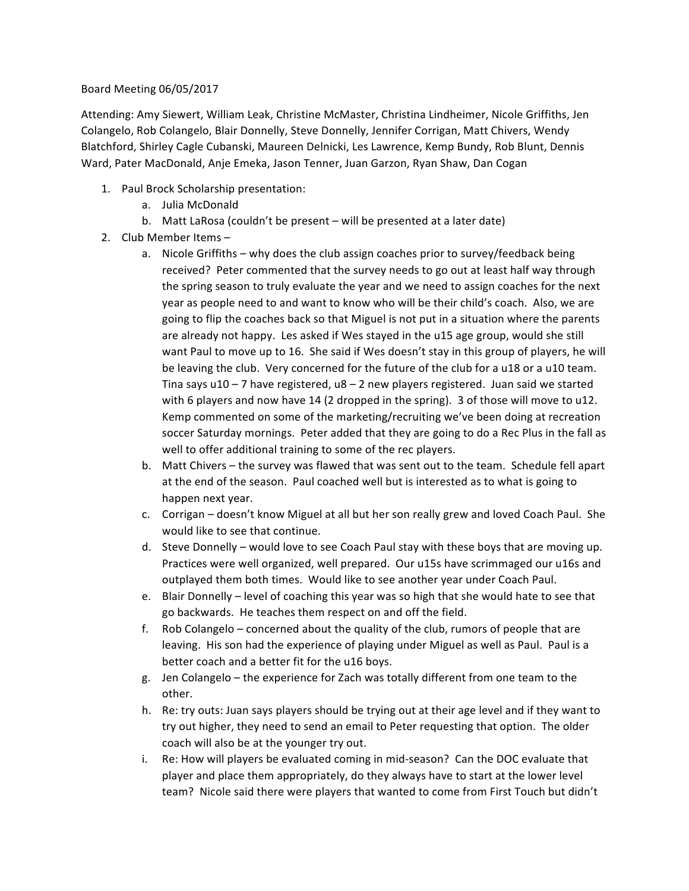Board Meeting 06/05/2017

Attending: Amy Siewert, William Leak, Christine McMaster, Christina Lindheimer, Nicole Griffiths, Jen Colangelo, Rob Colangelo, Blair Donnelly, Steve Donnelly, Jennifer Corrigan, Matt Chivers, Wendy Blatchford, Shirley Cagle Cubanski, Maureen Delnicki, Les Lawrence, Kemp Bundy, Rob Blunt, Dennis Ward, Pater MacDonald, Anje Emeka, Jason Tenner, Juan Garzon, Ryan Shaw, Dan Cogan

1. Paul Brock Scholarship presentation:
   a. Julia McDonald
   b. Matt LaRosa (couldn't be present – will be presented at a later date)
2. Club Member Items –
   a. Nicole Griffiths – why does the club assign coaches prior to survey/feedback being received? Peter commented that the survey needs to go out at least half way through the spring season to truly evaluate the year and we need to assign coaches for the next year as people need to and want to know who will be their child's coach. Also, we are going to flip the coaches back so that Miguel is not put in a situation where the parents are already not happy. Les asked if Wes stayed in the u15 age group, would she still want Paul to move up to 16. She said if Wes doesn't stay in this group of players, he will be leaving the club. Very concerned for the future of the club for a u18 or a u10 team. Tina says u10 – 7 have registered, u8 – 2 new players registered. Juan said we started with 6 players and now have 14 (2 dropped in the spring). 3 of those will move to u12. Kemp commented on some of the marketing/recruiting we've been doing at recreation soccer Saturday mornings. Peter added that they are going to do a Rec Plus in the fall as well to offer additional training to some of the rec players.
   b. Matt Chivers – the survey was flawed that was sent out to the team. Schedule fell apart at the end of the season. Paul coached well but is interested as to what is going to happen next year.
   c. Corrigan – doesn't know Miguel at all but her son really grew and loved Coach Paul. She would like to see that continue.
   d. Steve Donnelly – would love to see Coach Paul stay with these boys that are moving up. Practices were well organized, well prepared. Our u15s have scrimmaged our u16s and outplayed them both times. Would like to see another year under Coach Paul.
   e. Blair Donnelly – level of coaching this year was so high that she would hate to see that go backwards. He teaches them respect on and off the field.
   f. Rob Colangelo – concerned about the quality of the club, rumors of people that are leaving. His son had the experience of playing under Miguel as well as Paul. Paul is a better coach and a better fit for the u16 boys.
   g. Jen Colangelo – the experience for Zach was totally different from one team to the other.
   h. Re: try outs: Juan says players should be trying out at their age level and if they want to try out higher, they need to send an email to Peter requesting that option. The older coach will also be at the younger try out.
   i. Re: How will players be evaluated coming in mid-season? Can the DOC evaluate that player and place them appropriately, do they always have to start at the lower level team? Nicole said there were players that wanted to come from First Touch but didn't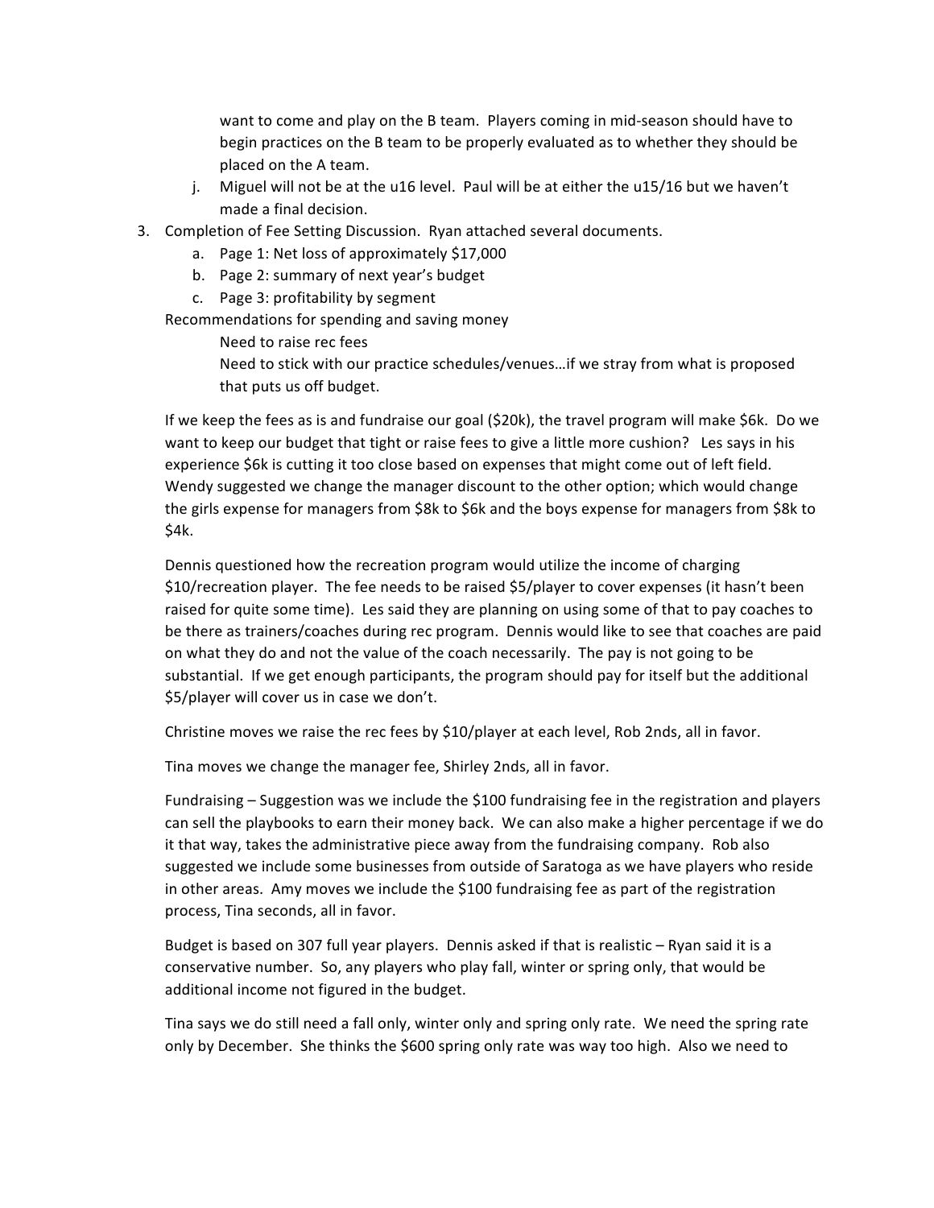want to come and play on the B team. Players coming in mid-season should have to begin practices on the B team to be properly evaluated as to whether they should be placed on the A team.

j. Miguel will not be at the u16 level. Paul will be at either the u15/16 but we haven't made a final decision.

3. Completion of Fee Setting Discussion. Ryan attached several documents.
   a. Page 1: Net loss of approximately $17,000
   b. Page 2: summary of next year's budget
   c. Page 3: profitability by segment

Recommendations for spending and saving money

Need to raise rec fees

Need to stick with our practice schedules/venues…if we stray from what is proposed that puts us off budget.

If we keep the fees as is and fundraise our goal ($20k), the travel program will make $6k. Do we want to keep our budget that tight or raise fees to give a little more cushion? Les says in his experience $6k is cutting it too close based on expenses that might come out of left field. Wendy suggested we change the manager discount to the other option; which would change the girls expense for managers from $8k to $6k and the boys expense for managers from $8k to $4k.

Dennis questioned how the recreation program would utilize the income of charging $10/recreation player. The fee needs to be raised $5/player to cover expenses (it hasn't been raised for quite some time). Les said they are planning on using some of that to pay coaches to be there as trainers/coaches during rec program. Dennis would like to see that coaches are paid on what they do and not the value of the coach necessarily. The pay is not going to be substantial. If we get enough participants, the program should pay for itself but the additional $5/player will cover us in case we don't.

Christine moves we raise the rec fees by $10/player at each level, Rob 2nds, all in favor.

Tina moves we change the manager fee, Shirley 2nds, all in favor.

Fundraising – Suggestion was we include the $100 fundraising fee in the registration and players can sell the playbooks to earn their money back. We can also make a higher percentage if we do it that way, takes the administrative piece away from the fundraising company. Rob also suggested we include some businesses from outside of Saratoga as we have players who reside in other areas. Amy moves we include the $100 fundraising fee as part of the registration process, Tina seconds, all in favor.

Budget is based on 307 full year players. Dennis asked if that is realistic – Ryan said it is a conservative number. So, any players who play fall, winter or spring only, that would be additional income not figured in the budget.

Tina says we do still need a fall only, winter only and spring only rate. We need the spring rate only by December. She thinks the $600 spring only rate was way too high. Also we need to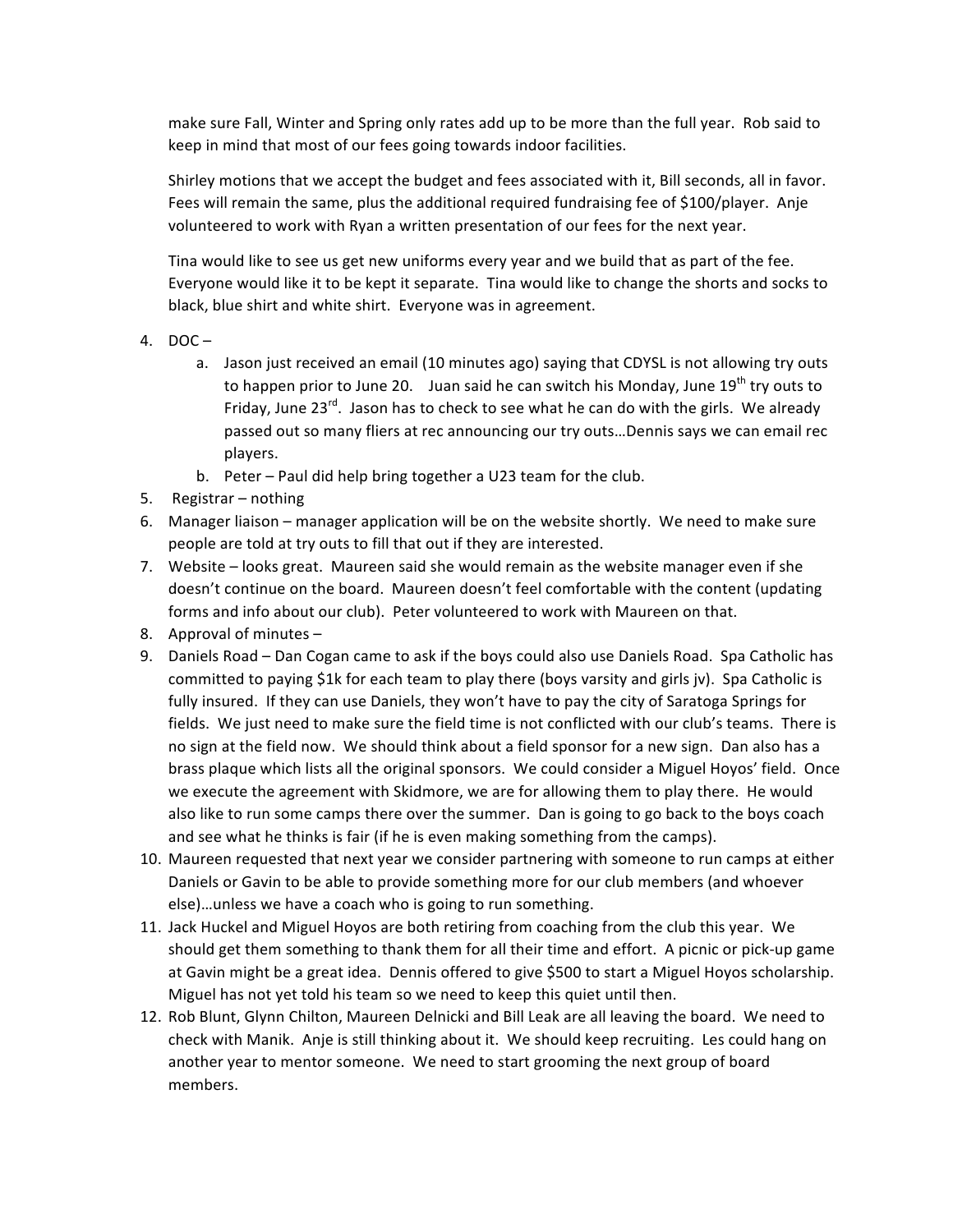make sure Fall, Winter and Spring only rates add up to be more than the full year. Rob said to keep in mind that most of our fees going towards indoor facilities.

Shirley motions that we accept the budget and fees associated with it, Bill seconds, all in favor. Fees will remain the same, plus the additional required fundraising fee of $100/player. Anje volunteered to work with Ryan a written presentation of our fees for the next year.

Tina would like to see us get new uniforms every year and we build that as part of the fee. Everyone would like it to be kept it separate. Tina would like to change the shorts and socks to black, blue shirt and white shirt. Everyone was in agreement.

4. DOC –
   a. Jason just received an email (10 minutes ago) saying that CDYSL is not allowing try outs to happen prior to June 20. Juan said he can switch his Monday, June 19th try outs to Friday, June 23rd. Jason has to check to see what he can do with the girls. We already passed out so many fliers at rec announcing our try outs…Dennis says we can email rec players.
   b. Peter – Paul did help bring together a U23 team for the club.
5. Registrar – nothing
6. Manager liaison – manager application will be on the website shortly. We need to make sure people are told at try outs to fill that out if they are interested.
7. Website – looks great. Maureen said she would remain as the website manager even if she doesn't continue on the board. Maureen doesn't feel comfortable with the content (updating forms and info about our club). Peter volunteered to work with Maureen on that.
8. Approval of minutes –
9. Daniels Road – Dan Cogan came to ask if the boys could also use Daniels Road. Spa Catholic has committed to paying $1k for each team to play there (boys varsity and girls jv). Spa Catholic is fully insured. If they can use Daniels, they won't have to pay the city of Saratoga Springs for fields. We just need to make sure the field time is not conflicted with our club's teams. There is no sign at the field now. We should think about a field sponsor for a new sign. Dan also has a brass plaque which lists all the original sponsors. We could consider a Miguel Hoyos' field. Once we execute the agreement with Skidmore, we are for allowing them to play there. He would also like to run some camps there over the summer. Dan is going to go back to the boys coach and see what he thinks is fair (if he is even making something from the camps).
10. Maureen requested that next year we consider partnering with someone to run camps at either Daniels or Gavin to be able to provide something more for our club members (and whoever else)…unless we have a coach who is going to run something.
11. Jack Huckel and Miguel Hoyos are both retiring from coaching from the club this year. We should get them something to thank them for all their time and effort. A picnic or pick-up game at Gavin might be a great idea. Dennis offered to give $500 to start a Miguel Hoyos scholarship. Miguel has not yet told his team so we need to keep this quiet until then.
12. Rob Blunt, Glynn Chilton, Maureen Delnicki and Bill Leak are all leaving the board. We need to check with Manik. Anje is still thinking about it. We should keep recruiting. Les could hang on another year to mentor someone. We need to start grooming the next group of board members.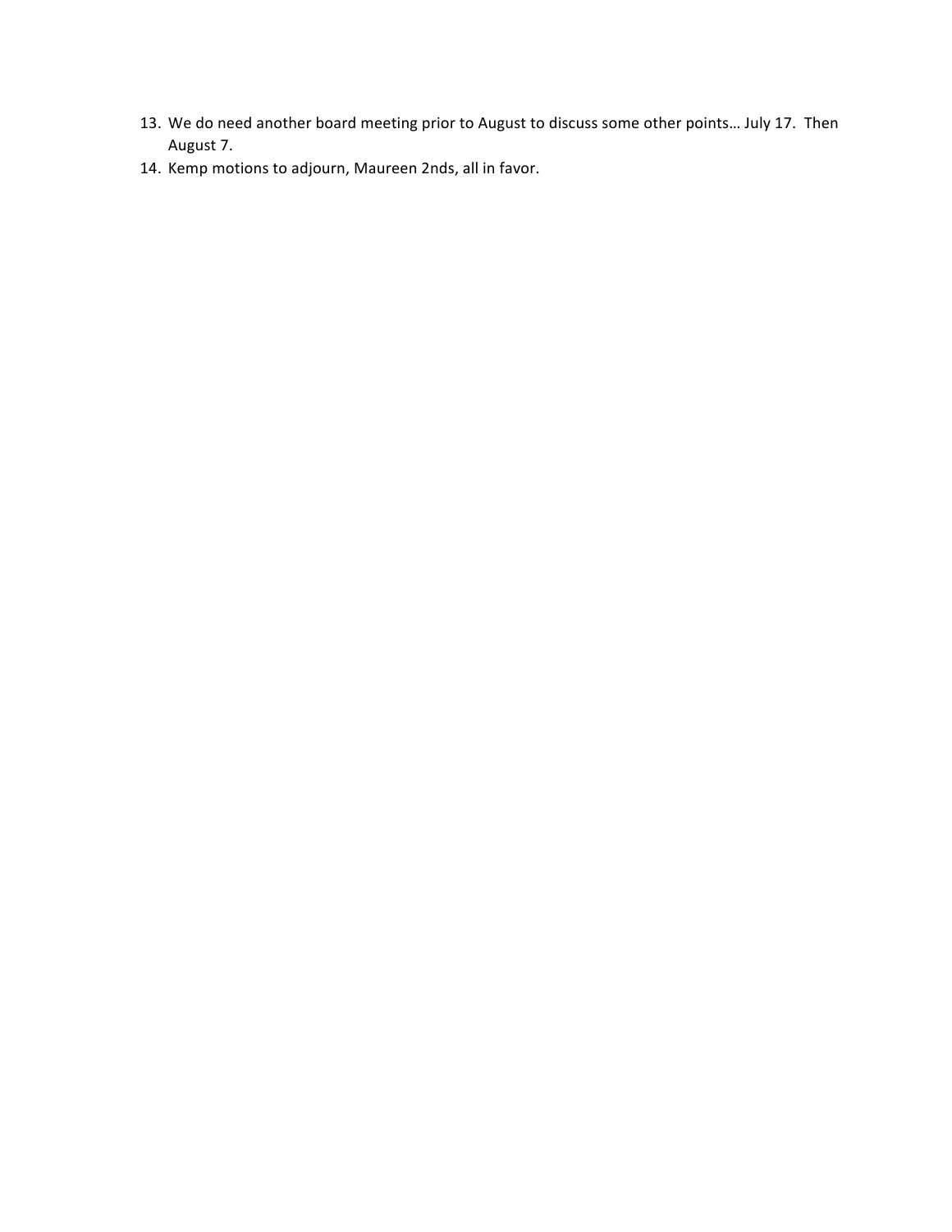13. We do need another board meeting prior to August to discuss some other points… July 17. Then August 7.
14. Kemp motions to adjourn, Maureen 2nds, all in favor.